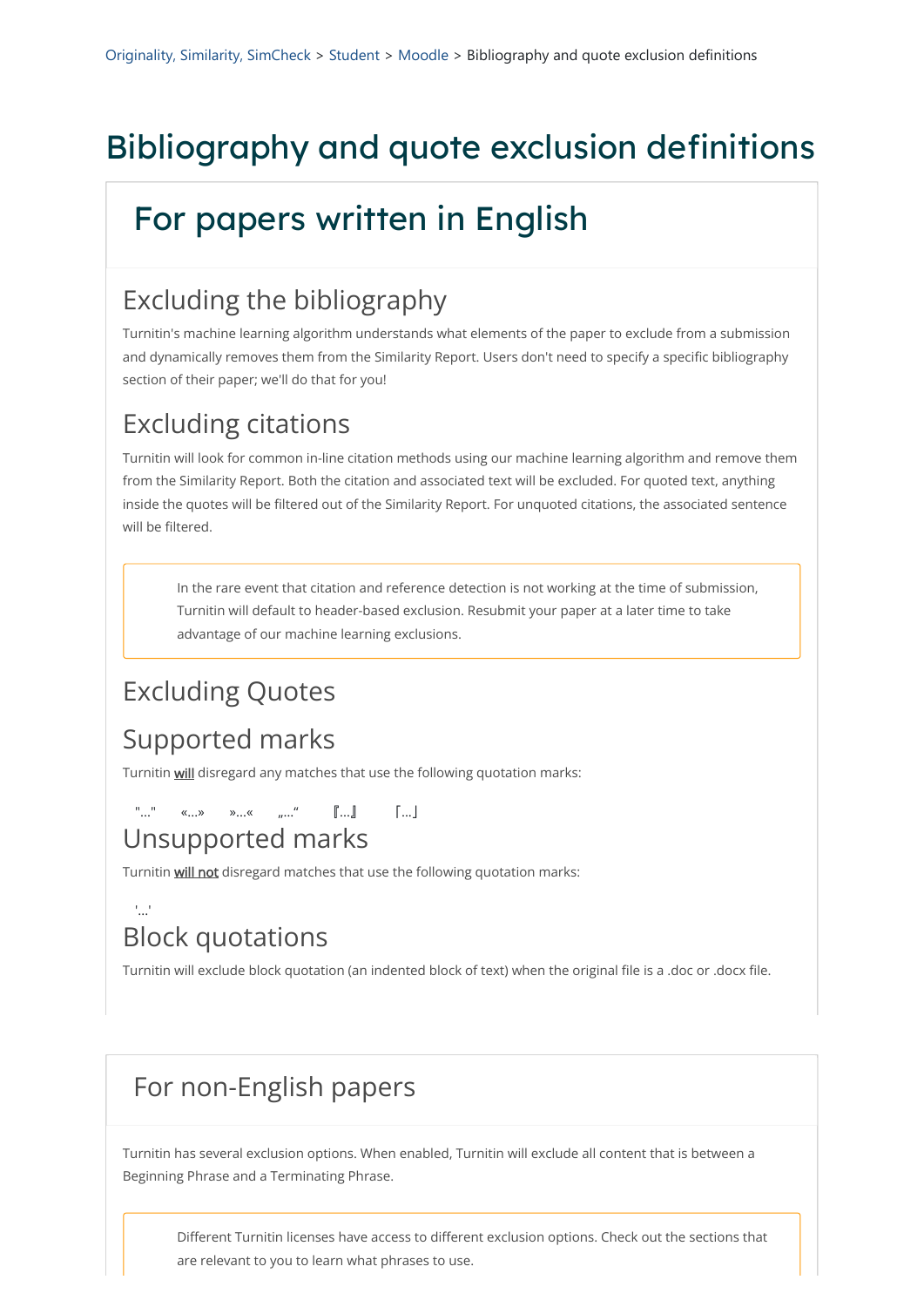Originality, Similarity, SimCheck > Student > Moodle > Bibliography and quote exclusion definitions

# Bibliography and quote exclusion definitions

## For papers written in English

### Excluding the bibliography

Turnitin's machine learning algorithm understands what elements of the paper to exclude from a submission and dynamically removes them from the Similarity Report. Users don't need to specify a specific bibliography section of their paper; we'll do that for you!

### Excluding citations

Turnitin will look for common in-line citation methods using our machine learning algorithm and remove them from the Similarity Report. Both the citation and associated text will be excluded. For quoted text, anything inside the quotes will be filtered out of the Similarity Report. For unquoted citations, the associated sentence will be filtered.

> In the rare event that citation and reference detection is not working at the time of submission, Turnitin will default to header-based exclusion. Resubmit your paper at a later time to take advantage of our machine learning exclusions.

### Excluding Quotes

### Supported marks

Turnitin **will** disregard any matches that use the following quotation marks:

"..." «...» »...« „...“ 『...』 「...」

### Unsupported marks

Turnitin **will not** disregard matches that use the following quotation marks:

'...'

### Block quotations

Turnitin will exclude block quotation (an indented block of text) when the original file is a .doc or .docx file.

## For non-English papers

Turnitin has several exclusion options. When enabled, Turnitin will exclude all content that is between a Beginning Phrase and a Terminating Phrase.

> Different Turnitin licenses have access to different exclusion options. Check out the sections that are relevant to you to learn what phrases to use.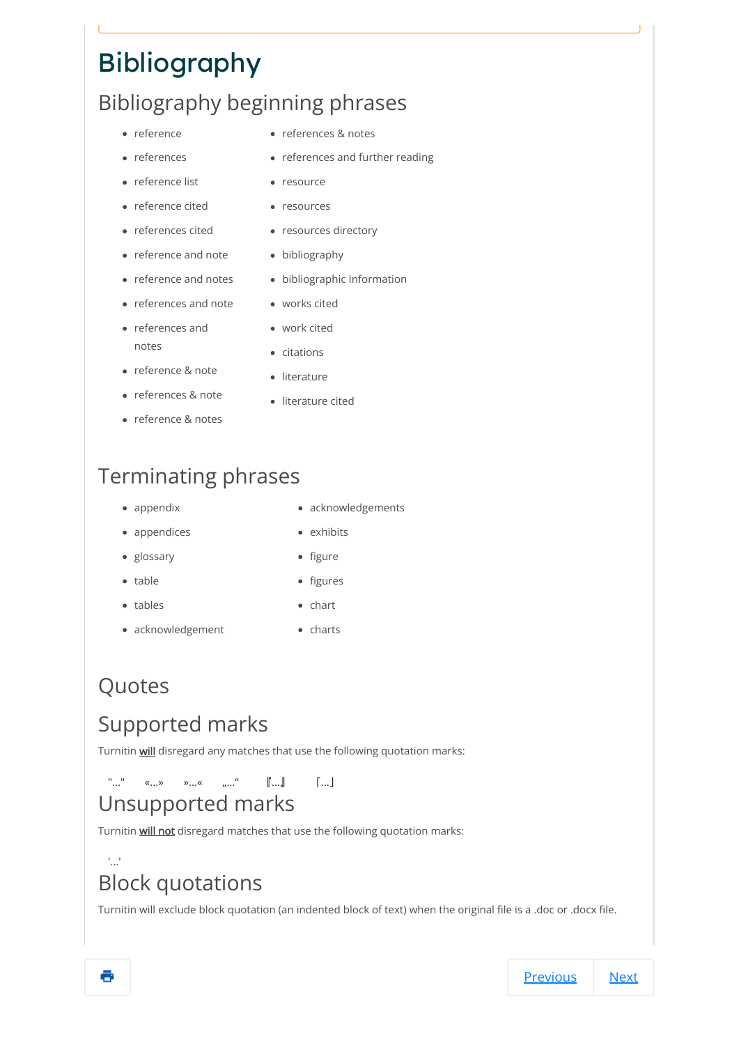# Bibliography

## Bibliography beginning phrases

- reference
- references
- reference list
- reference cited
- references cited
- reference and note
- reference and notes
- references and note
- references and notes
- reference & note
- references & note
- reference & notes
- references & notes
- references and further reading
- resource
- resources
- resources directory
- bibliography
- bibliographic Information
- works cited
- work cited
- citations
- literature
- literature cited

## Terminating phrases

- appendix
- appendices
- glossary
- table
- tables
- acknowledgement
- acknowledgements
- exhibits
- figure
- figures
- chart
- charts

## Quotes

## Supported marks

Turnitin **will** disregard any matches that use the following quotation marks:

"..." «...» »...« „...“ 『...』 「...」

## Unsupported marks

Turnitin **will not** disregard matches that use the following quotation marks:

'...'

## Block quotations

Turnitin will exclude block quotation (an indented block of text) when the original file is a .doc or .docx file.

Previous Next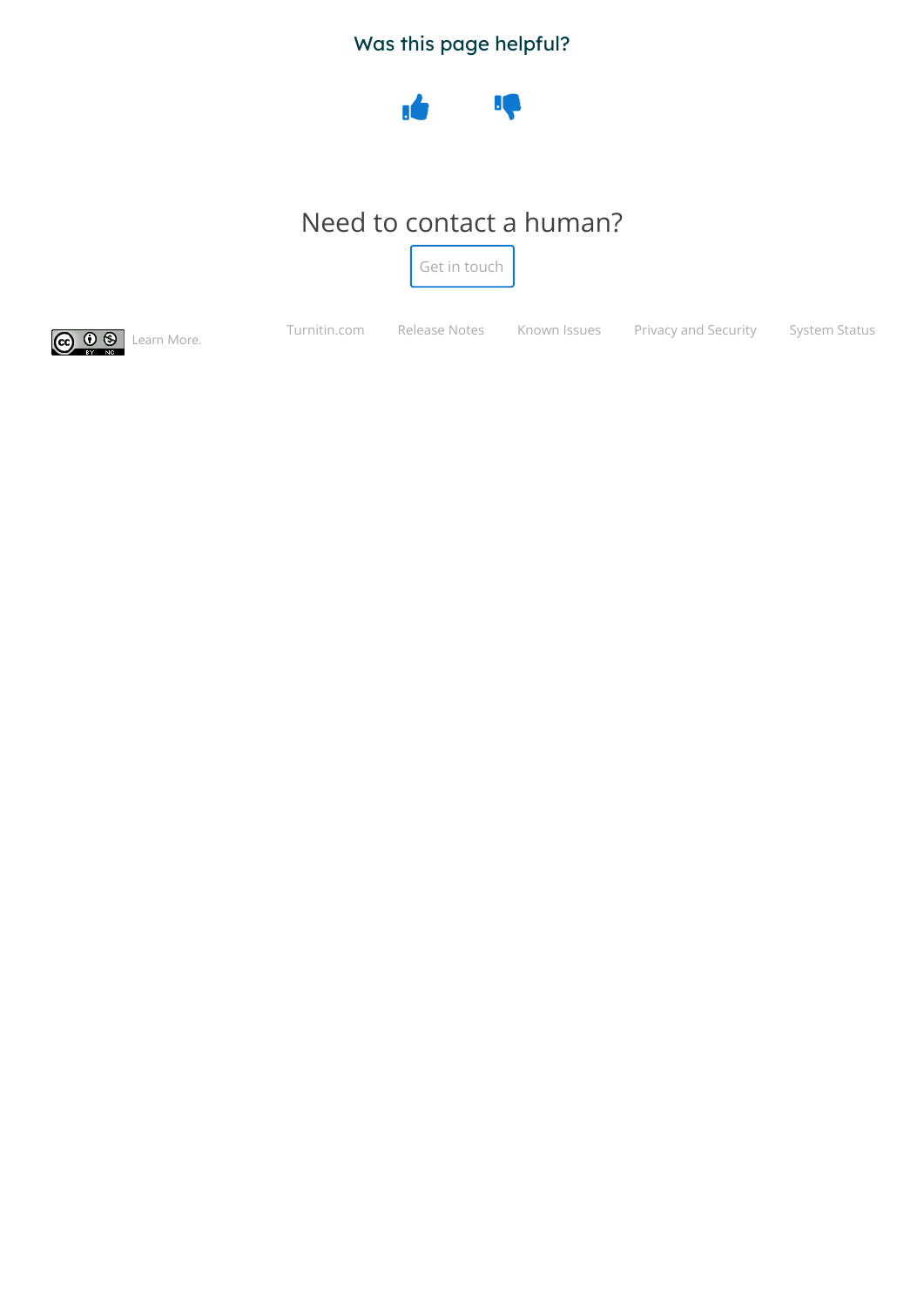Was this page helpful?

Need to contact a human?

Get in touch

Learn More.

Turnitin.com Release Notes Known Issues Privacy and Security System Status